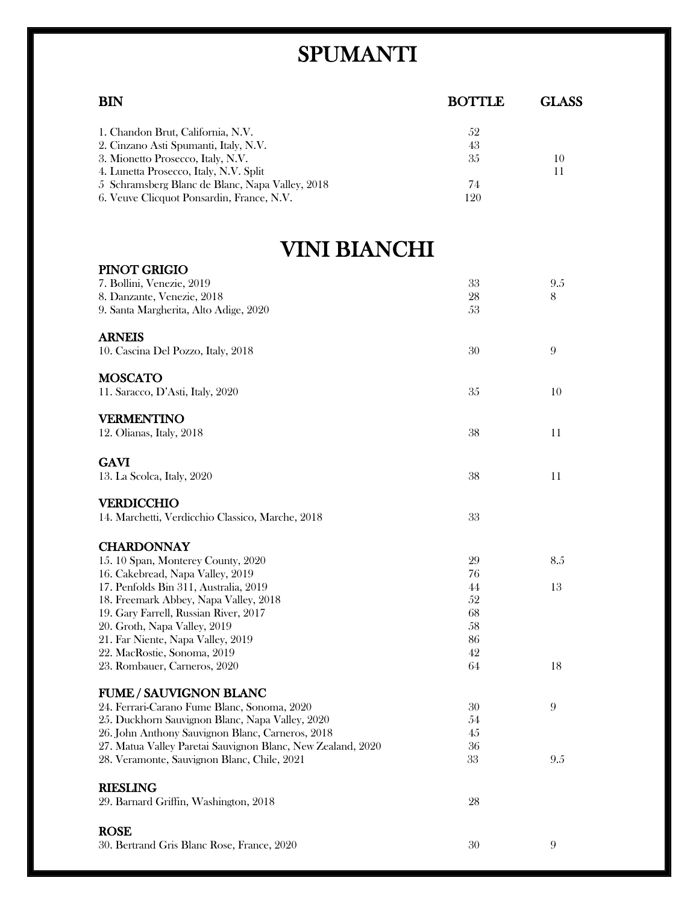# SPUMANTI

| BIN | BOTTLE | GLASS |
|---|---|---|
| 1. Chandon Brut, California, N.V. | 52 | |
| 2. Cinzano Asti Spumanti, Italy, N.V. | 43 | |
| 3. Mionetto Prosecco, Italy, N.V. | 35 | 10 |
| 4. Lunetta Prosecco, Italy, N.V. Split | | 11 |
| 5 Schramsberg Blanc de Blanc, Napa Valley, 2018 | 74 | |
| 6. Veuve Clicquot Ponsardin, France, N.V. | 120 | |

# VINI BIANCHI

| | BOTTLE | GLASS |
|---|---|---|
| **PINOT GRIGIO** | | |
| 7. Bollini, Venezie, 2019 | 33 | 9.5 |
| 8. Danzante, Venezie, 2018 | 28 | 8 |
| 9. Santa Margherita, Alto Adige, 2020 | 53 | |
| **ARNEIS** | | |
| 10. Cascina Del Pozzo, Italy, 2018 | 30 | 9 |
| **MOSCATO** | | |
| 11. Saracco, D'Asti, Italy, 2020 | 35 | 10 |
| **VERMENTINO** | | |
| 12. Olianas, Italy, 2018 | 38 | 11 |
| **GAVI** | | |
| 13. La Scolca, Italy, 2020 | 38 | 11 |
| **VERDICCHIO** | | |
| 14. Marchetti, Verdicchio Classico, Marche, 2018 | 33 | |
| **CHARDONNAY** | | |
| 15. 10 Span, Monterey County, 2020 | 29 | 8.5 |
| 16. Cakebread, Napa Valley, 2019 | 76 | |
| 17. Penfolds Bin 311, Australia, 2019 | 44 | 13 |
| 18. Freemark Abbey, Napa Valley, 2018 | 52 | |
| 19. Gary Farrell, Russian River, 2017 | 68 | |
| 20. Groth, Napa Valley, 2019 | 58 | |
| 21. Far Niente, Napa Valley, 2019 | 86 | |
| 22. MacRostie, Sonoma, 2019 | 42 | |
| 23. Rombauer, Carneros, 2020 | 64 | 18 |
| **FUME / SAUVIGNON BLANC** | | |
| 24. Ferrari-Carano Fume Blanc, Sonoma, 2020 | 30 | 9 |
| 25. Duckhorn Sauvignon Blanc, Napa Valley, 2020 | 54 | |
| 26. John Anthony Sauvignon Blanc, Carneros, 2018 | 45 | |
| 27. Matua Valley Paretai Sauvignon Blanc, New Zealand, 2020 | 36 | |
| 28. Veramonte, Sauvignon Blanc, Chile, 2021 | 33 | 9.5 |
| **RIESLING** | | |
| 29. Barnard Griffin, Washington, 2018 | 28 | |
| **ROSE** | | |
| 30. Bertrand Gris Blanc Rose, France, 2020 | 30 | 9 |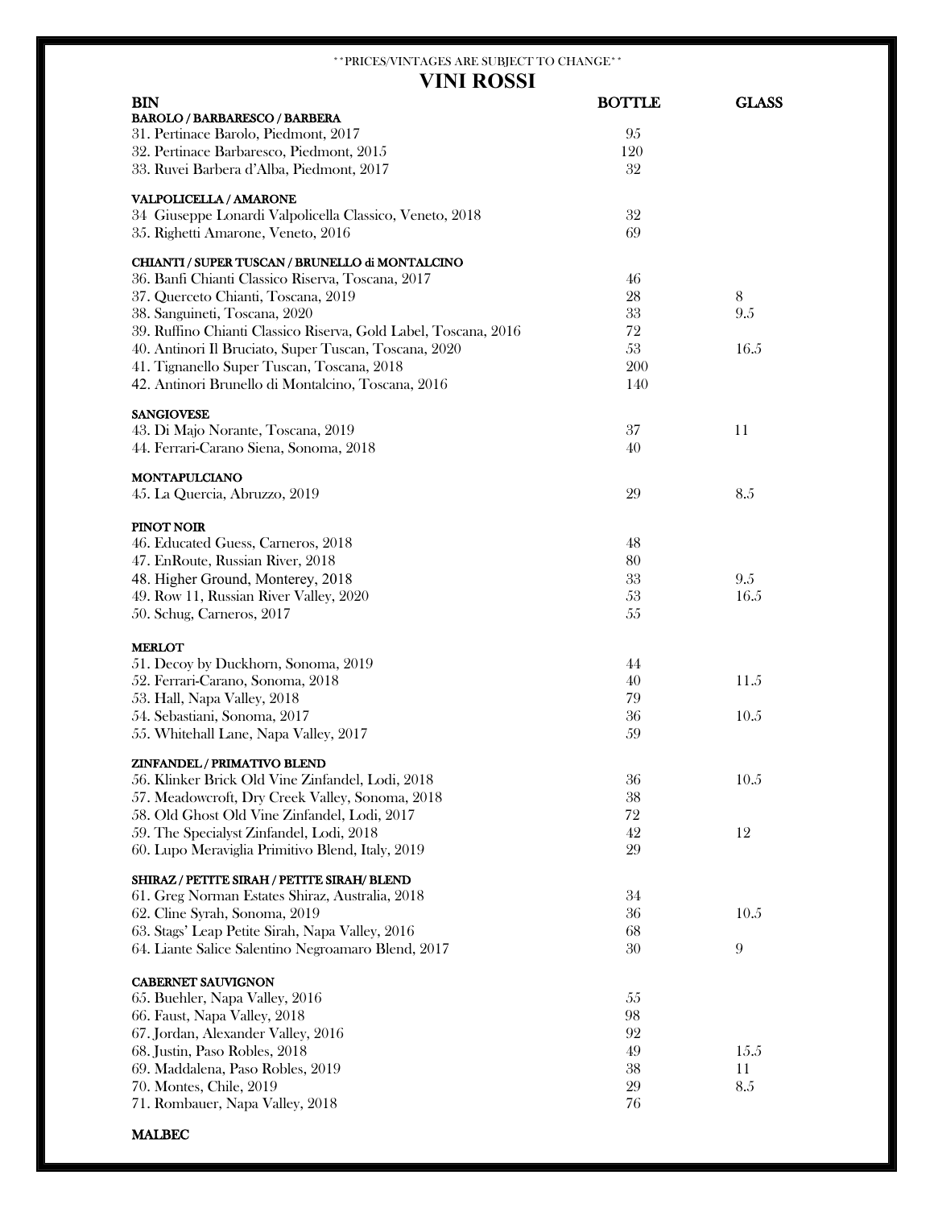**PRICES/VINTAGES ARE SUBJECT TO CHANGE**

# VINI ROSSI

| BIN | BOTTLE | GLASS |
|---|---|---|
| **BAROLO / BARBARESCO / BARBERA** | | |
| 31. Pertinace Barolo, Piedmont, 2017 | 95 | |
| 32. Pertinace Barbaresco, Piedmont, 2015 | 120 | |
| 33. Ruvei Barbera d'Alba, Piedmont, 2017 | 32 | |
| **VALPOLICELLA / AMARONE** | | |
| 34 Giuseppe Lonardi Valpolicella Classico, Veneto, 2018 | 32 | |
| 35. Righetti Amarone, Veneto, 2016 | 69 | |
| **CHIANTI / SUPER TUSCAN / BRUNELLO di MONTALCINO** | | |
| 36. Banfi Chianti Classico Riserva, Toscana, 2017 | 46 | |
| 37. Querceto Chianti, Toscana, 2019 | 28 | 8 |
| 38. Sanguineti, Toscana, 2020 | 33 | 9.5 |
| 39. Ruffino Chianti Classico Riserva, Gold Label, Toscana, 2016 | 72 | |
| 40. Antinori Il Bruciato, Super Tuscan, Toscana, 2020 | 53 | 16.5 |
| 41. Tignanello Super Tuscan, Toscana, 2018 | 200 | |
| 42. Antinori Brunello di Montalcino, Toscana, 2016 | 140 | |
| **SANGIOVESE** | | |
| 43. Di Majo Norante, Toscana, 2019 | 37 | 11 |
| 44. Ferrari-Carano Siena, Sonoma, 2018 | 40 | |
| **MONTAPULCIANO** | | |
| 45. La Quercia, Abruzzo, 2019 | 29 | 8.5 |
| **PINOT NOIR** | | |
| 46. Educated Guess, Carneros, 2018 | 48 | |
| 47. EnRoute, Russian River, 2018 | 80 | |
| 48. Higher Ground, Monterey, 2018 | 33 | 9.5 |
| 49. Row 11, Russian River Valley, 2020 | 53 | 16.5 |
| 50. Schug, Carneros, 2017 | 55 | |
| **MERLOT** | | |
| 51. Decoy by Duckhorn, Sonoma, 2019 | 44 | |
| 52. Ferrari-Carano, Sonoma, 2018 | 40 | 11.5 |
| 53. Hall, Napa Valley, 2018 | 79 | |
| 54. Sebastiani, Sonoma, 2017 | 36 | 10.5 |
| 55. Whitehall Lane, Napa Valley, 2017 | 59 | |
| **ZINFANDEL / PRIMATIVO BLEND** | | |
| 56. Klinker Brick Old Vine Zinfandel, Lodi, 2018 | 36 | 10.5 |
| 57. Meadowcroft, Dry Creek Valley, Sonoma, 2018 | 38 | |
| 58. Old Ghost Old Vine Zinfandel, Lodi, 2017 | 72 | |
| 59. The Specialyst Zinfandel, Lodi, 2018 | 42 | 12 |
| 60. Lupo Meraviglia Primitivo Blend, Italy, 2019 | 29 | |
| **SHIRAZ / PETITE SIRAH / PETITE SIRAH/ BLEND** | | |
| 61. Greg Norman Estates Shiraz, Australia, 2018 | 34 | |
| 62. Cline Syrah, Sonoma, 2019 | 36 | 10.5 |
| 63. Stags' Leap Petite Sirah, Napa Valley, 2016 | 68 | |
| 64. Liante Salice Salentino Negroamaro Blend, 2017 | 30 | 9 |
| **CABERNET SAUVIGNON** | | |
| 65. Buehler, Napa Valley, 2016 | 55 | |
| 66. Faust, Napa Valley, 2018 | 98 | |
| 67. Jordan, Alexander Valley, 2016 | 92 | |
| 68. Justin, Paso Robles, 2018 | 49 | 15.5 |
| 69. Maddalena, Paso Robles, 2019 | 38 | 11 |
| 70. Montes, Chile, 2019 | 29 | 8.5 |
| 71. Rombauer, Napa Valley, 2018 | 76 | |
| **MALBEC** | | |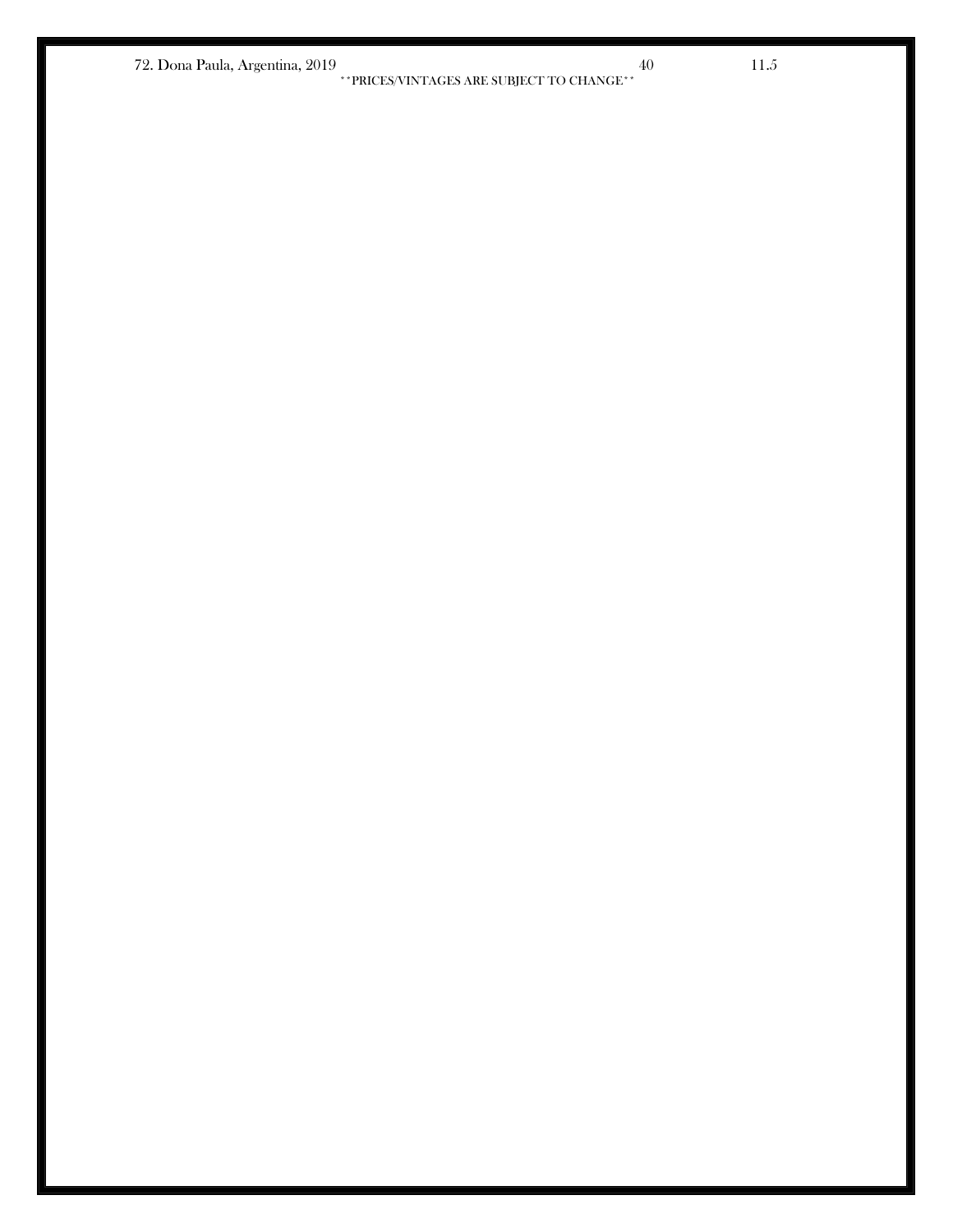| | | |
|---|---|---|
| 72. Dona Paula, Argentina, 2019 | 40 | 11.5 |

**PRICES/VINTAGES ARE SUBJECT TO CHANGE**